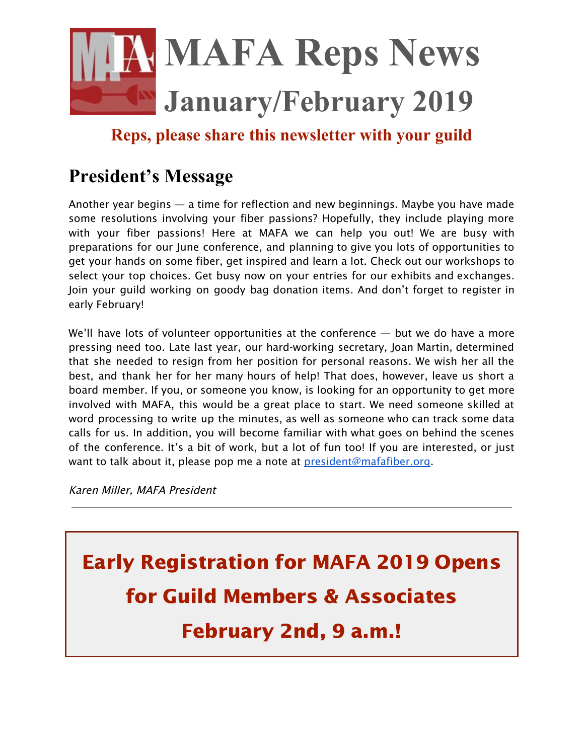# MAFA Reps News

## January/February 2019

**Reps, please share this newsletter with your guild**

## President's Message

Another year begins — a time for reflection and new beginnings. Maybe you have made some resolutions involving your fiber passions? Hopefully, they include playing more with your fiber passions! Here at MAFA we can help you out! We are busy with preparations for our June conference, and planning to give you lots of opportunities to get your hands on some fiber, get inspired and learn a lot. Check out our workshops to select your top choices. Get busy now on your entries for our exhibits and exchanges. Join your guild working on goody bag donation items. And don't forget to register in early February!

We'll have lots of volunteer opportunities at the conference — but we do have a more pressing need too. Late last year, our hard-working secretary, Joan Martin, determined that she needed to resign from her position for personal reasons. We wish her all the best, and thank her for her many hours of help! That does, however, leave us short a board member. If you, or someone you know, is looking for an opportunity to get more involved with MAFA, this would be a great place to start. We need someone skilled at word processing to write up the minutes, as well as someone who can track some data calls for us. In addition, you will become familiar with what goes on behind the scenes of the conference. It's a bit of work, but a lot of fun too! If you are interested, or just want to talk about it, please pop me a note at president@mafafiber.org.

*Karen Miller, MAFA President*

---

**Early Registration for MAFA 2019 Opens for Guild Members & Associates February 2nd, 9 a.m.!**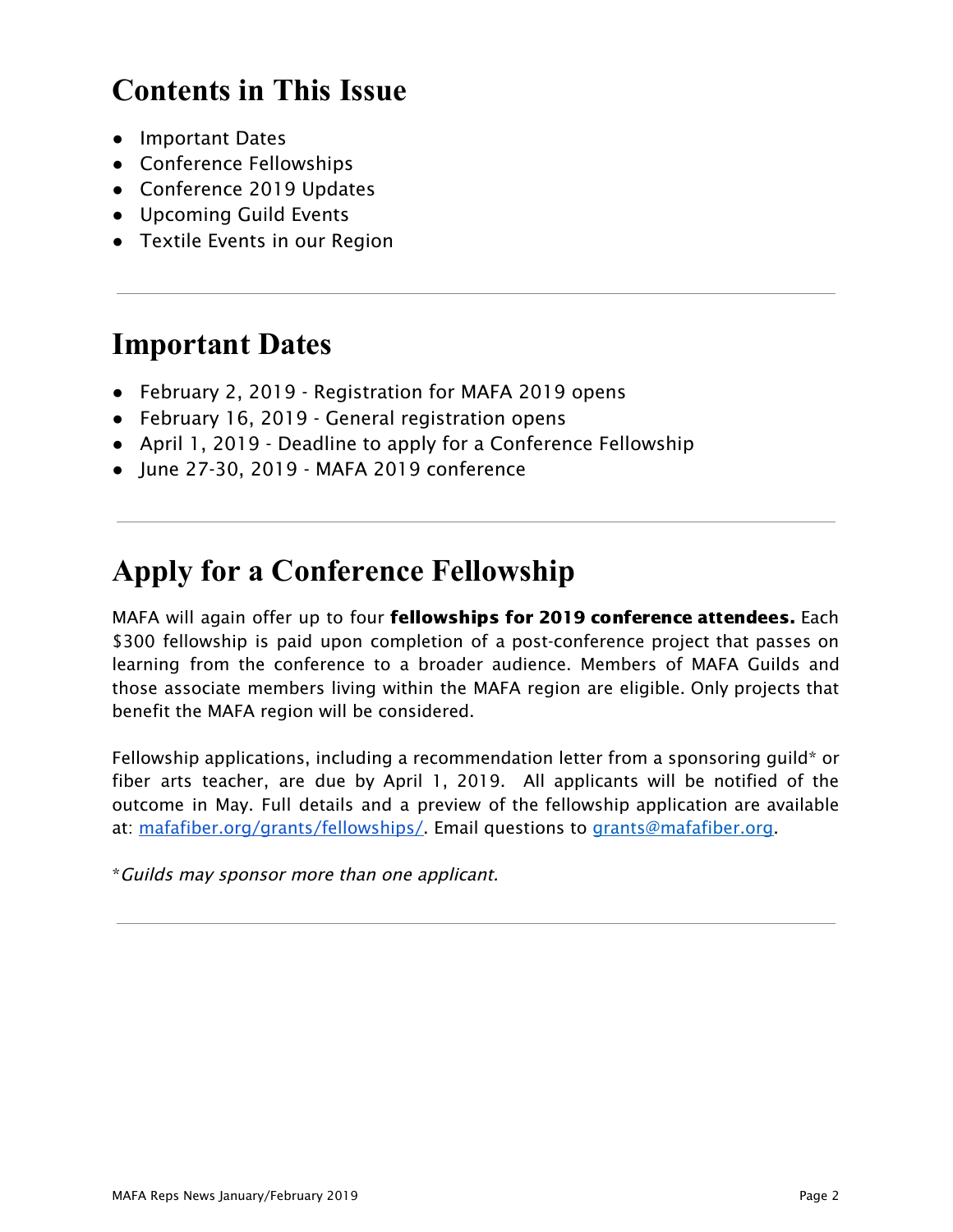# Contents in This Issue

- Important Dates
- Conference Fellowships
- Conference 2019 Updates
- Upcoming Guild Events
- Textile Events in our Region

---

# Important Dates

- February 2, 2019 - Registration for MAFA 2019 opens
- February 16, 2019 - General registration opens
- April 1, 2019 - Deadline to apply for a Conference Fellowship
- June 27-30, 2019 - MAFA 2019 conference

---

# Apply for a Conference Fellowship

MAFA will again offer up to four **fellowships for 2019 conference attendees.** Each $300 fellowship is paid upon completion of a post-conference project that passes on learning from the conference to a broader audience. Members of MAFA Guilds and those associate members living within the MAFA region are eligible. Only projects that benefit the MAFA region will be considered.

Fellowship applications, including a recommendation letter from a sponsoring guild* or fiber arts teacher, are due by April 1, 2019. All applicants will be notified of the outcome in May. Full details and a preview of the fellowship application are available at: [mafafiber.org/grants/fellowships/](mafafiber.org/grants/fellowships/). Email questions to [grants@mafafiber.org](mailto:grants@mafafiber.org).

**Guilds may sponsor more than one applicant.*

---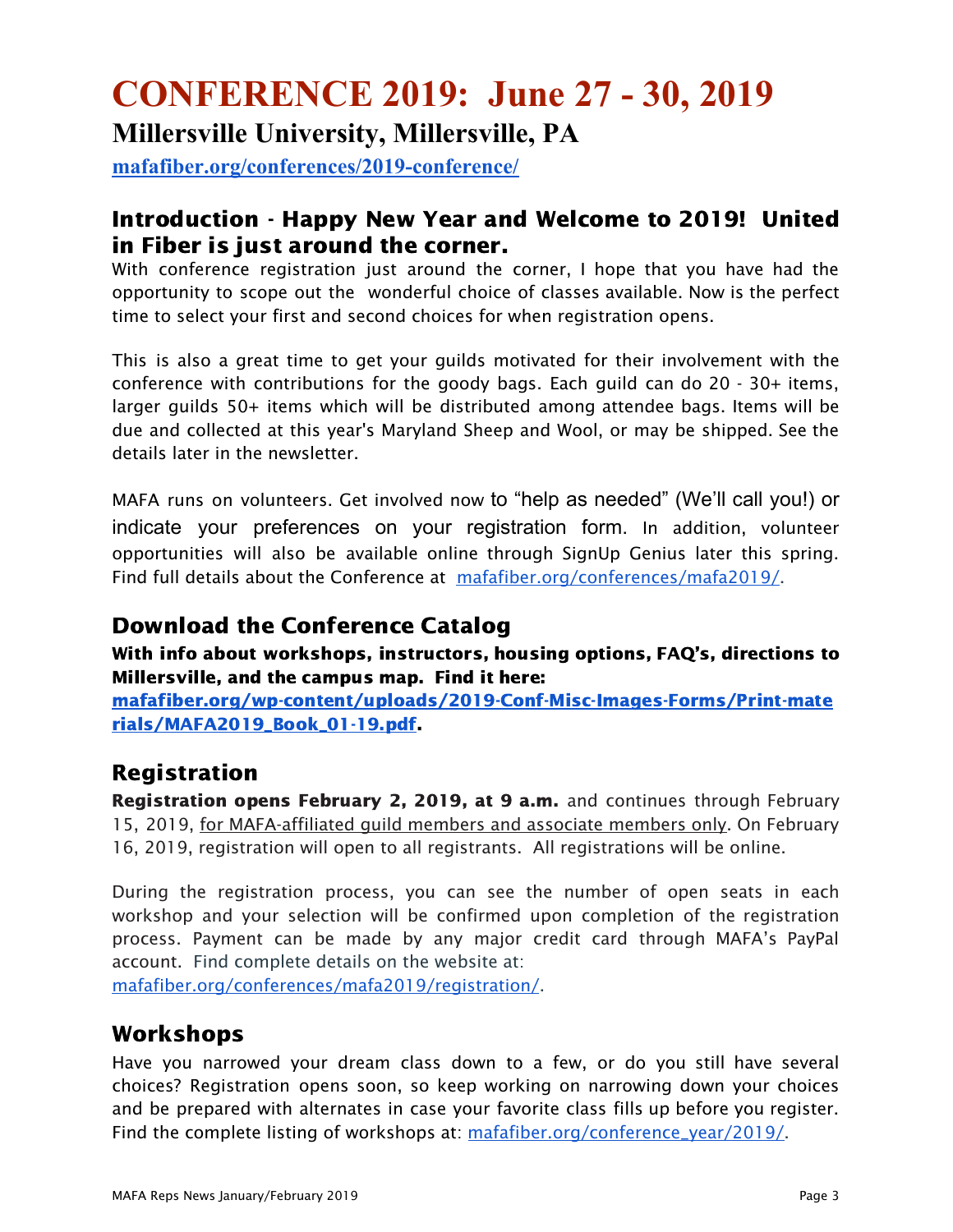# CONFERENCE 2019: June 27 - 30, 2019

## Millersville University, Millersville, PA

**mafafiber.org/conferences/2019-conference/**

## Introduction - Happy New Year and Welcome to 2019! United in Fiber is just around the corner.

With conference registration just around the corner, I hope that you have had the opportunity to scope out the wonderful choice of classes available. Now is the perfect time to select your first and second choices for when registration opens.

This is also a great time to get your guilds motivated for their involvement with the conference with contributions for the goody bags. Each guild can do 20 - 30+ items, larger guilds 50+ items which will be distributed among attendee bags. Items will be due and collected at this year's Maryland Sheep and Wool, or may be shipped. See the details later in the newsletter.

MAFA runs on volunteers. Get involved now to "help as needed" (We'll call you!) or indicate your preferences on your registration form. In addition, volunteer opportunities will also be available online through SignUp Genius later this spring. Find full details about the Conference at mafafiber.org/conferences/mafa2019/.

## Download the Conference Catalog

**With info about workshops, instructors, housing options, FAQ's, directions to Millersville, and the campus map. Find it here: mafafiber.org/wp-content/uploads/2019-Conf-Misc-Images-Forms/Print-materials/MAFA2019_Book_01-19.pdf.**

## Registration

**Registration opens February 2, 2019, at 9 a.m.** and continues through February 15, 2019, for MAFA-affiliated guild members and associate members only. On February 16, 2019, registration will open to all registrants. All registrations will be online.

During the registration process, you can see the number of open seats in each workshop and your selection will be confirmed upon completion of the registration process. Payment can be made by any major credit card through MAFA's PayPal account. Find complete details on the website at: mafafiber.org/conferences/mafa2019/registration/.

## Workshops

Have you narrowed your dream class down to a few, or do you still have several choices? Registration opens soon, so keep working on narrowing down your choices and be prepared with alternates in case your favorite class fills up before you register. Find the complete listing of workshops at: mafafiber.org/conference_year/2019/.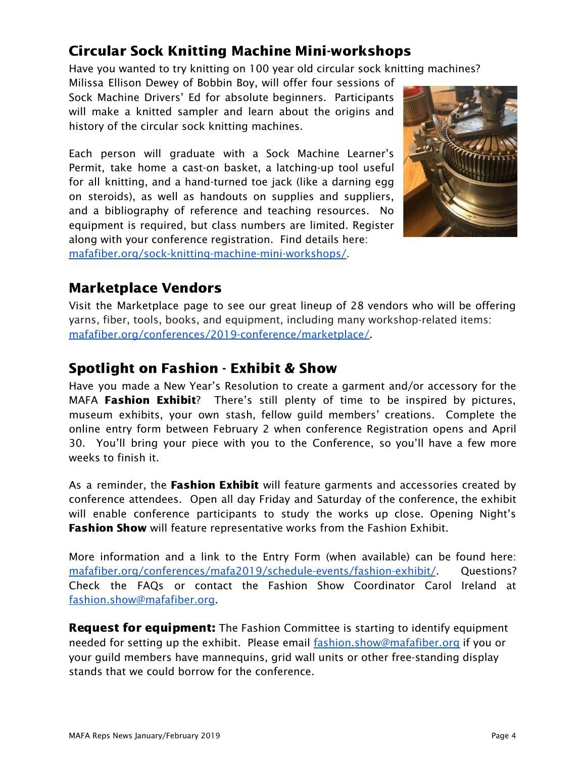## Circular Sock Knitting Machine Mini-workshops

Have you wanted to try knitting on 100 year old circular sock knitting machines? Milissa Ellison Dewey of Bobbin Boy, will offer four sessions of Sock Machine Drivers' Ed for absolute beginners. Participants will make a knitted sampler and learn about the origins and history of the circular sock knitting machines.

Each person will graduate with a Sock Machine Learner's Permit, take home a cast-on basket, a latching-up tool useful for all knitting, and a hand-turned toe jack (like a darning egg on steroids), as well as handouts on supplies and suppliers, and a bibliography of reference and teaching resources. No equipment is required, but class numbers are limited. Register along with your conference registration. Find details here: mafafiber.org/sock-knitting-machine-mini-workshops/.

## Marketplace Vendors

Visit the Marketplace page to see our great lineup of 28 vendors who will be offering yarns, fiber, tools, books, and equipment, including many workshop-related items: mafafiber.org/conferences/2019-conference/marketplace/.

## Spotlight on Fashion - Exhibit & Show

Have you made a New Year's Resolution to create a garment and/or accessory for the MAFA **Fashion Exhibit**? There's still plenty of time to be inspired by pictures, museum exhibits, your own stash, fellow guild members' creations. Complete the online entry form between February 2 when conference Registration opens and April 30. You'll bring your piece with you to the Conference, so you'll have a few more weeks to finish it.

As a reminder, the **Fashion Exhibit** will feature garments and accessories created by conference attendees. Open all day Friday and Saturday of the conference, the exhibit will enable conference participants to study the works up close. Opening Night's **Fashion Show** will feature representative works from the Fashion Exhibit.

More information and a link to the Entry Form (when available) can be found here: mafafiber.org/conferences/mafa2019/schedule-events/fashion-exhibit/. Questions? Check the FAQs or contact the Fashion Show Coordinator Carol Ireland at fashion.show@mafafiber.org.

**Request for equipment:** The Fashion Committee is starting to identify equipment needed for setting up the exhibit. Please email fashion.show@mafafiber.org if you or your guild members have mannequins, grid wall units or other free-standing display stands that we could borrow for the conference.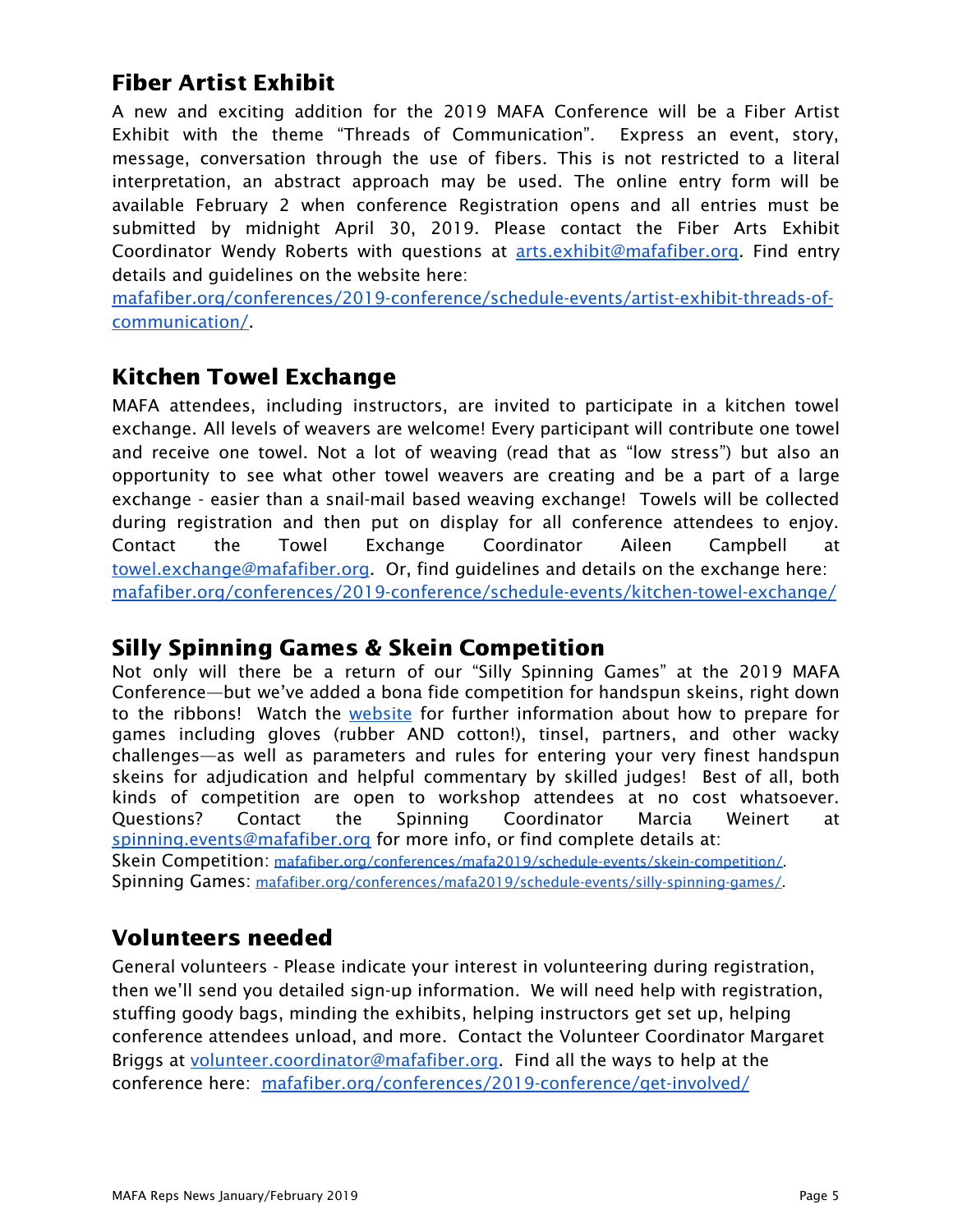## Fiber Artist Exhibit

A new and exciting addition for the 2019 MAFA Conference will be a Fiber Artist Exhibit with the theme "Threads of Communication". Express an event, story, message, conversation through the use of fibers. This is not restricted to a literal interpretation, an abstract approach may be used. The online entry form will be available February 2 when conference Registration opens and all entries must be submitted by midnight April 30, 2019. Please contact the Fiber Arts Exhibit Coordinator Wendy Roberts with questions at arts.exhibit@mafafiber.org. Find entry details and guidelines on the website here: mafafiber.org/conferences/2019-conference/schedule-events/artist-exhibit-threads-of-communication/.

## Kitchen Towel Exchange

MAFA attendees, including instructors, are invited to participate in a kitchen towel exchange. All levels of weavers are welcome! Every participant will contribute one towel and receive one towel. Not a lot of weaving (read that as "low stress") but also an opportunity to see what other towel weavers are creating and be a part of a large exchange - easier than a snail-mail based weaving exchange! Towels will be collected during registration and then put on display for all conference attendees to enjoy. Contact the Towel Exchange Coordinator Aileen Campbell at towel.exchange@mafafiber.org. Or, find guidelines and details on the exchange here: mafafiber.org/conferences/2019-conference/schedule-events/kitchen-towel-exchange/

## Silly Spinning Games & Skein Competition

Not only will there be a return of our "Silly Spinning Games" at the 2019 MAFA Conference—but we've added a bona fide competition for handspun skeins, right down to the ribbons! Watch the website for further information about how to prepare for games including gloves (rubber AND cotton!), tinsel, partners, and other wacky challenges—as well as parameters and rules for entering your very finest handspun skeins for adjudication and helpful commentary by skilled judges! Best of all, both kinds of competition are open to workshop attendees at no cost whatsoever. Questions? Contact the Spinning Coordinator Marcia Weinert at spinning.events@mafafiber.org for more info, or find complete details at:

Skein Competition: mafafiber.org/conferences/mafa2019/schedule-events/skein-competition/.

Spinning Games: mafafiber.org/conferences/mafa2019/schedule-events/silly-spinning-games/.

## Volunteers needed

General volunteers - Please indicate your interest in volunteering during registration, then we'll send you detailed sign-up information. We will need help with registration, stuffing goody bags, minding the exhibits, helping instructors get set up, helping conference attendees unload, and more. Contact the Volunteer Coordinator Margaret Briggs at volunteer.coordinator@mafafiber.org. Find all the ways to help at the conference here: mafafiber.org/conferences/2019-conference/get-involved/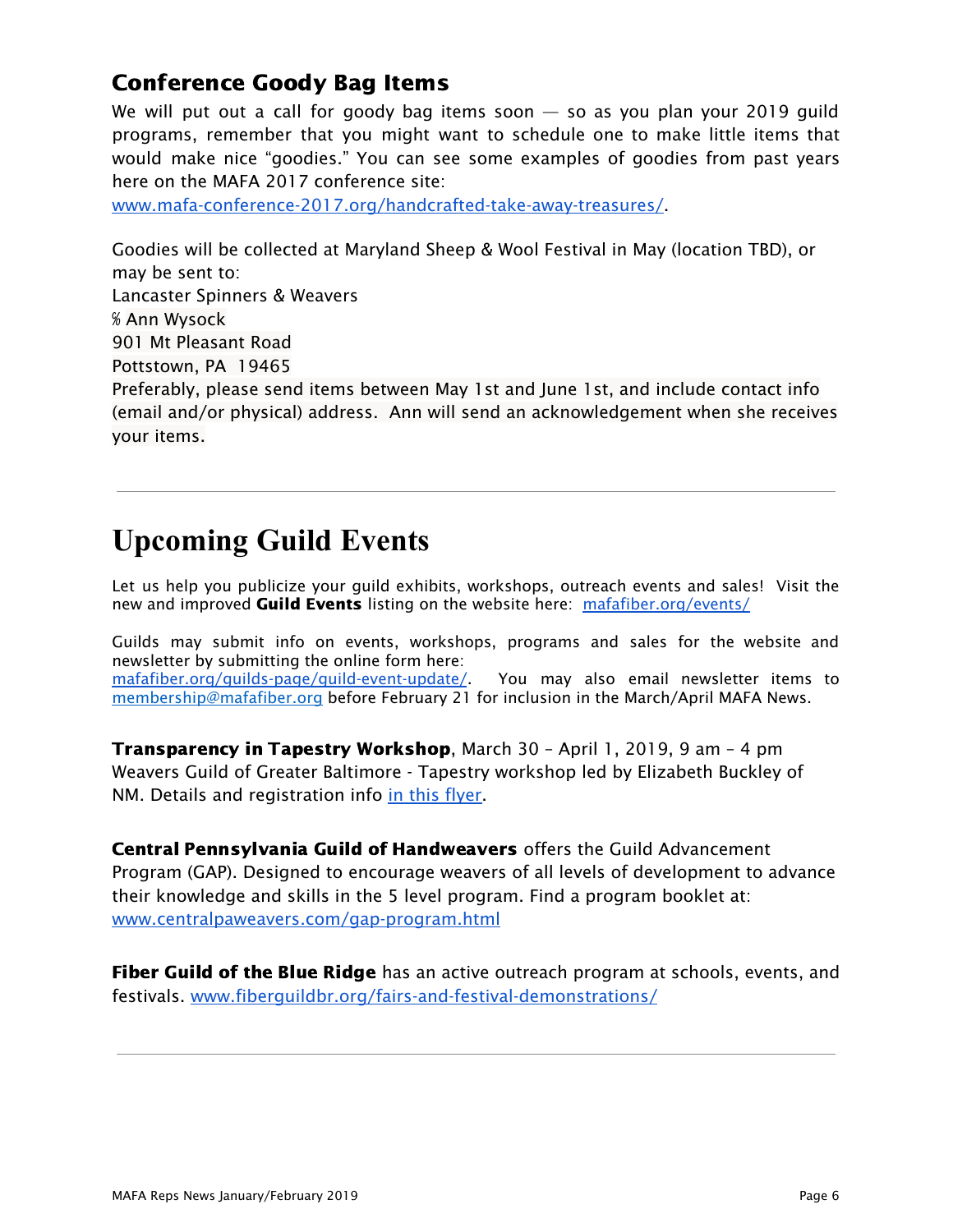## Conference Goody Bag Items

We will put out a call for goody bag items soon — so as you plan your 2019 guild programs, remember that you might want to schedule one to make little items that would make nice "goodies." You can see some examples of goodies from past years here on the MAFA 2017 conference site:
[www.mafa-conference-2017.org/handcrafted-take-away-treasures/](www.mafa-conference-2017.org/handcrafted-take-away-treasures/).

Goodies will be collected at Maryland Sheep & Wool Festival in May (location TBD), or may be sent to:
Lancaster Spinners & Weavers
℅ Ann Wysock
901 Mt Pleasant Road
Pottstown, PA  19465
Preferably, please send items between May 1st and June 1st, and include contact info (email and/or physical) address.  Ann will send an acknowledgement when she receives your items.

---

# Upcoming Guild Events

Let us help you publicize your guild exhibits, workshops, outreach events and sales! Visit the new and improved **Guild Events** listing on the website here: [mafafiber.org/events/](mafafiber.org/events/)

Guilds may submit info on events, workshops, programs and sales for the website and newsletter by submitting the online form here:
[mafafiber.org/guilds-page/guild-event-update/](mafafiber.org/guilds-page/guild-event-update/).  You may also email newsletter items to [membership@mafafiber.org](mailto:membership@mafafiber.org) before February 21 for inclusion in the March/April MAFA News.

**Transparency in Tapestry Workshop**, March 30 – April 1, 2019, 9 am – 4 pm
Weavers Guild of Greater Baltimore - Tapestry workshop led by Elizabeth Buckley of NM. Details and registration info in this flyer.

**Central Pennsylvania Guild of Handweavers** offers the Guild Advancement Program (GAP). Designed to encourage weavers of all levels of development to advance their knowledge and skills in the 5 level program. Find a program booklet at:
[www.centralpaweavers.com/gap-program.html](www.centralpaweavers.com/gap-program.html)

**Fiber Guild of the Blue Ridge** has an active outreach program at schools, events, and festivals. [www.fiberguildbr.org/fairs-and-festival-demonstrations/](www.fiberguildbr.org/fairs-and-festival-demonstrations/)

---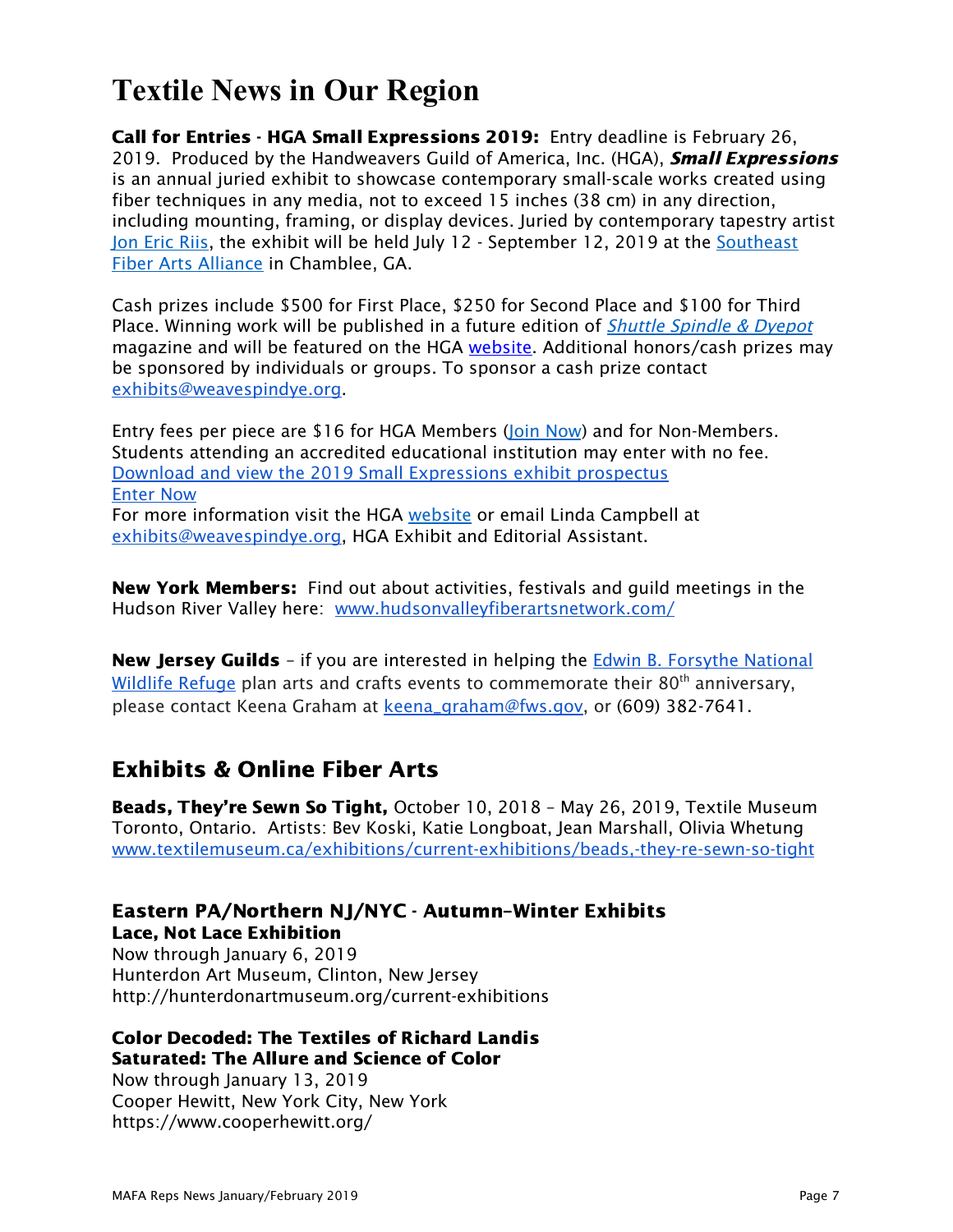# Textile News in Our Region

**Call for Entries - HGA Small Expressions 2019:** Entry deadline is February 26, 2019. Produced by the Handweavers Guild of America, Inc. (HGA), ***Small Expressions*** is an annual juried exhibit to showcase contemporary small-scale works created using fiber techniques in any media, not to exceed 15 inches (38 cm) in any direction, including mounting, framing, or display devices. Juried by contemporary tapestry artist Jon Eric Riis, the exhibit will be held July 12 - September 12, 2019 at the Southeast Fiber Arts Alliance in Chamblee, GA.

Cash prizes include $500 for First Place, $250 for Second Place and $100 for Third Place. Winning work will be published in a future edition of *Shuttle Spindle & Dyepot* magazine and will be featured on the HGA website. Additional honors/cash prizes may be sponsored by individuals or groups. To sponsor a cash prize contact exhibits@weavespindye.org.

Entry fees per piece are $16 for HGA Members (Join Now) and for Non-Members. Students attending an accredited educational institution may enter with no fee.
Download and view the 2019 Small Expressions exhibit prospectus
Enter Now
For more information visit the HGA website or email Linda Campbell at exhibits@weavespindye.org, HGA Exhibit and Editorial Assistant.

**New York Members:** Find out about activities, festivals and guild meetings in the Hudson River Valley here: www.hudsonvalleyfiberartsnetwork.com/

**New Jersey Guilds** – if you are interested in helping the Edwin B. Forsythe National Wildlife Refuge plan arts and crafts events to commemorate their 80th anniversary, please contact Keena Graham at keena_graham@fws.gov, or (609) 382-7641.

## Exhibits & Online Fiber Arts

**Beads, They're Sewn So Tight,** October 10, 2018 – May 26, 2019, Textile Museum Toronto, Ontario. Artists: Bev Koski, Katie Longboat, Jean Marshall, Olivia Whetung
www.textilemuseum.ca/exhibitions/current-exhibitions/beads,-they-re-sewn-so-tight

### Eastern PA/Northern NJ/NYC - Autumn-Winter Exhibits

**Lace, Not Lace Exhibition**
Now through January 6, 2019
Hunterdon Art Museum, Clinton, New Jersey
http://hunterdonartmuseum.org/current-exhibitions

**Color Decoded: The Textiles of Richard Landis**
**Saturated: The Allure and Science of Color**
Now through January 13, 2019
Cooper Hewitt, New York City, New York
https://www.cooperhewitt.org/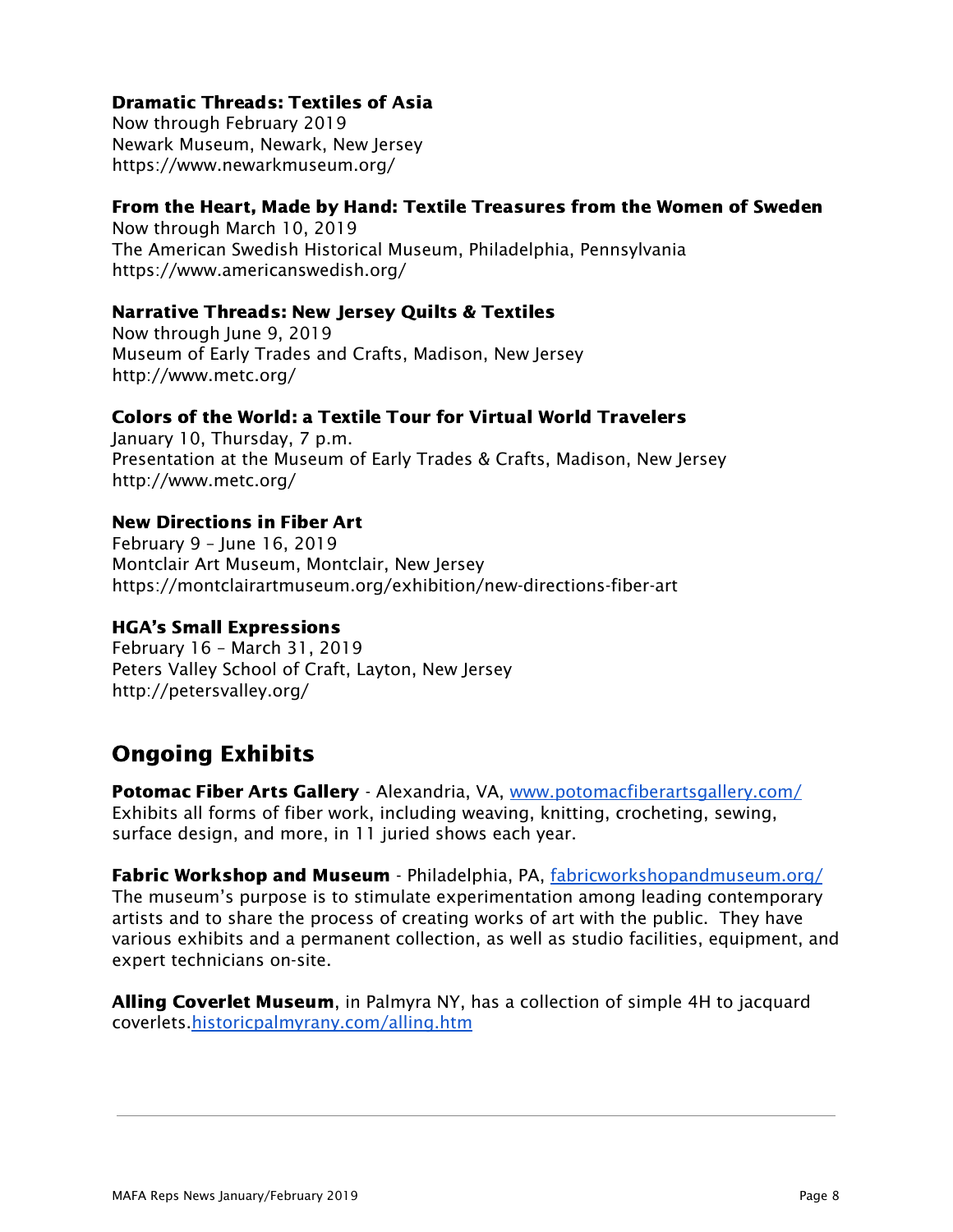### Dramatic Threads: Textiles of Asia

Now through February 2019
Newark Museum, Newark, New Jersey
https://www.newarkmuseum.org/

### From the Heart, Made by Hand: Textile Treasures from the Women of Sweden

Now through March 10, 2019
The American Swedish Historical Museum, Philadelphia, Pennsylvania
https://www.americanswedish.org/

### Narrative Threads: New Jersey Quilts & Textiles

Now through June 9, 2019
Museum of Early Trades and Crafts, Madison, New Jersey
http://www.metc.org/

### Colors of the World: a Textile Tour for Virtual World Travelers

January 10, Thursday, 7 p.m.
Presentation at the Museum of Early Trades & Crafts, Madison, New Jersey
http://www.metc.org/

### New Directions in Fiber Art

February 9 – June 16, 2019
Montclair Art Museum, Montclair, New Jersey
https://montclairartmuseum.org/exhibition/new-directions-fiber-art

### HGA's Small Expressions

February 16 – March 31, 2019
Peters Valley School of Craft, Layton, New Jersey
http://petersvalley.org/

## Ongoing Exhibits

**Potomac Fiber Arts Gallery** - Alexandria, VA, www.potomacfiberartsgallery.com/
Exhibits all forms of fiber work, including weaving, knitting, crocheting, sewing, surface design, and more, in 11 juried shows each year.

**Fabric Workshop and Museum** - Philadelphia, PA, fabricworkshopandmuseum.org/
The museum's purpose is to stimulate experimentation among leading contemporary artists and to share the process of creating works of art with the public. They have various exhibits and a permanent collection, as well as studio facilities, equipment, and expert technicians on-site.

**Alling Coverlet Museum**, in Palmyra NY, has a collection of simple 4H to jacquard coverlets.historicpalmyrany.com/alling.htm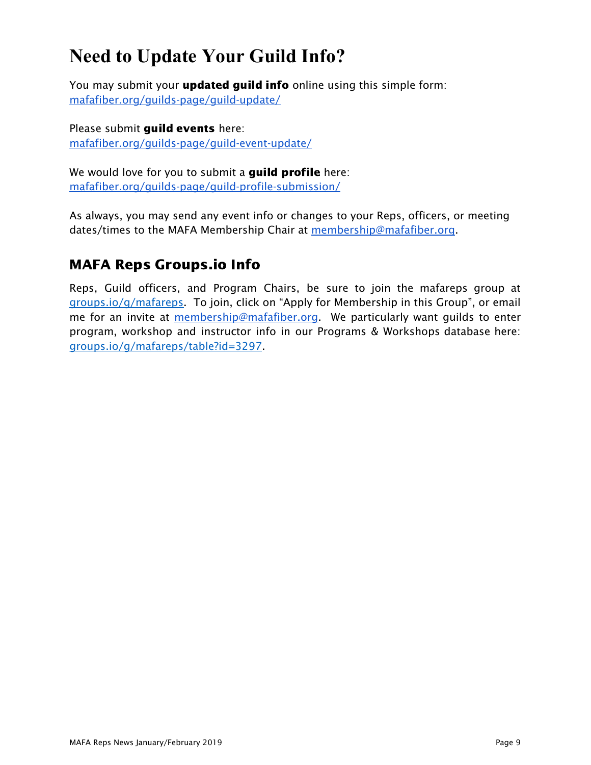# Need to Update Your Guild Info?

You may submit your **updated guild info** online using this simple form:
mafafiber.org/guilds-page/guild-update/

Please submit **guild events** here:
mafafiber.org/guilds-page/guild-event-update/

We would love for you to submit a **guild profile** here:
mafafiber.org/guilds-page/guild-profile-submission/

As always, you may send any event info or changes to your Reps, officers, or meeting dates/times to the MAFA Membership Chair at membership@mafafiber.org.

## MAFA Reps Groups.io Info

Reps, Guild officers, and Program Chairs, be sure to join the mafareps group at groups.io/g/mafareps. To join, click on "Apply for Membership in this Group", or email me for an invite at membership@mafafiber.org. We particularly want guilds to enter program, workshop and instructor info in our Programs & Workshops database here: groups.io/g/mafareps/table?id=3297.